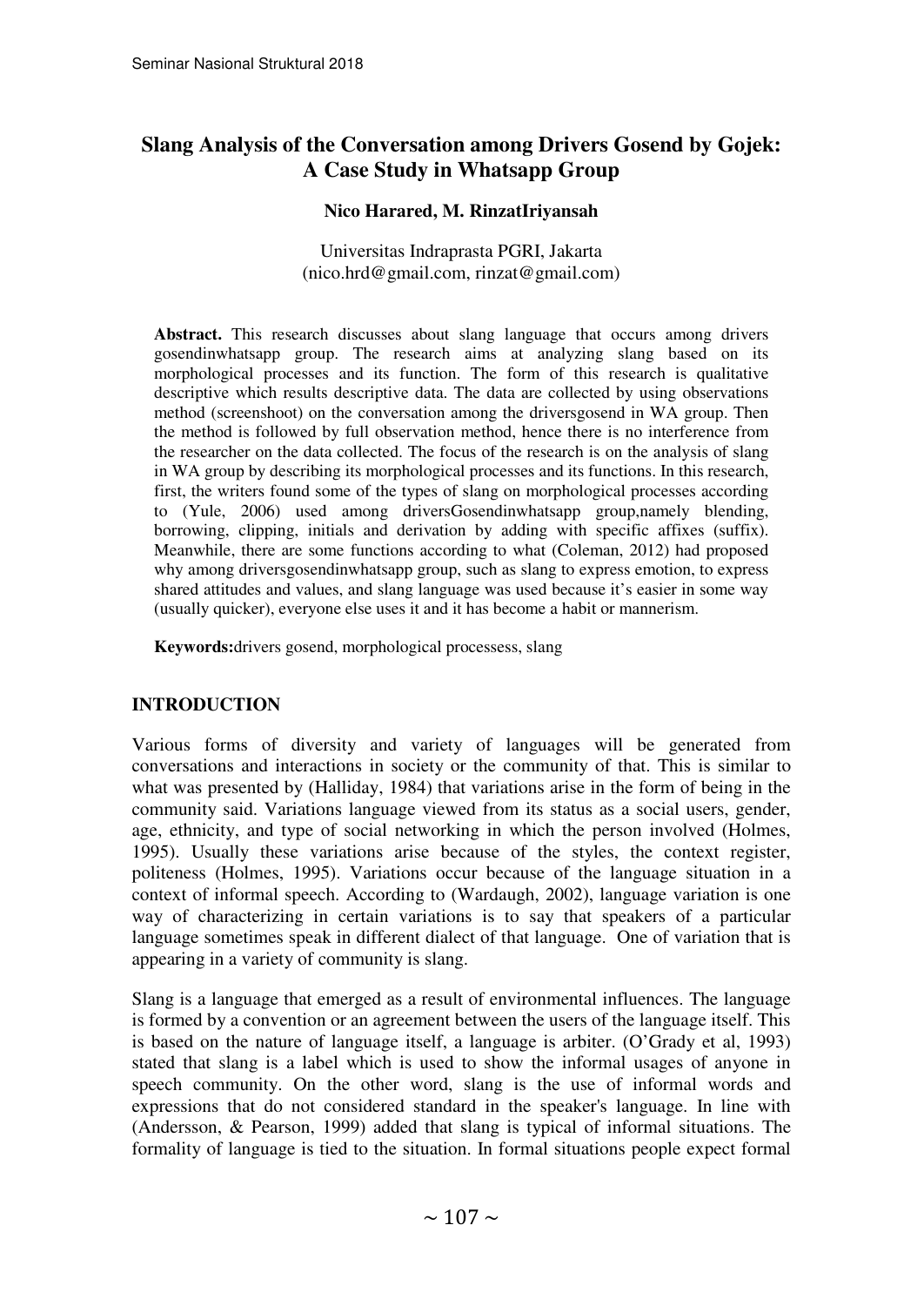# Slang Analysis of the Conversation among Drivers Gosend by Gojek: A Case Study in Whatsapp Group

**Nico Harared, M. RinzatIriyansah**

Universitas Indraprasta PGRI, Jakarta
(nico.hrd@gmail.com, rinzat@gmail.com)

**Abstract.** This research discusses about slang language that occurs among drivers gosendinwhatsapp group. The research aims at analyzing slang based on its morphological processes and its function. The form of this research is qualitative descriptive which results descriptive data. The data are collected by using observations method (screenshoot) on the conversation among the driversgosend in WA group. Then the method is followed by full observation method, hence there is no interference from the researcher on the data collected. The focus of the research is on the analysis of slang in WA group by describing its morphological processes and its functions. In this research, first, the writers found some of the types of slang on morphological processes according to (Yule, 2006) used among driversGosendinwhatsapp group,namely blending, borrowing, clipping, initials and derivation by adding with specific affixes (suffix). Meanwhile, there are some functions according to what (Coleman, 2012) had proposed why among driversgosendinwhatsapp group, such as slang to express emotion, to express shared attitudes and values, and slang language was used because it's easier in some way (usually quicker), everyone else uses it and it has become a habit or mannerism.

**Keywords:**drivers gosend, morphological processess, slang

## INTRODUCTION

Various forms of diversity and variety of languages will be generated from conversations and interactions in society or the community of that. This is similar to what was presented by (Halliday, 1984) that variations arise in the form of being in the community said. Variations language viewed from its status as a social users, gender, age, ethnicity, and type of social networking in which the person involved (Holmes, 1995). Usually these variations arise because of the styles, the context register, politeness (Holmes, 1995). Variations occur because of the language situation in a context of informal speech. According to (Wardaugh, 2002), language variation is one way of characterizing in certain variations is to say that speakers of a particular language sometimes speak in different dialect of that language. One of variation that is appearing in a variety of community is slang.

Slang is a language that emerged as a result of environmental influences. The language is formed by a convention or an agreement between the users of the language itself. This is based on the nature of language itself, a language is arbiter. (O'Grady et al, 1993) stated that slang is a label which is used to show the informal usages of anyone in speech community. On the other word, slang is the use of informal words and expressions that do not considered standard in the speaker's language. In line with (Andersson, & Pearson, 1999) added that slang is typical of informal situations. The formality of language is tied to the situation. In formal situations people expect formal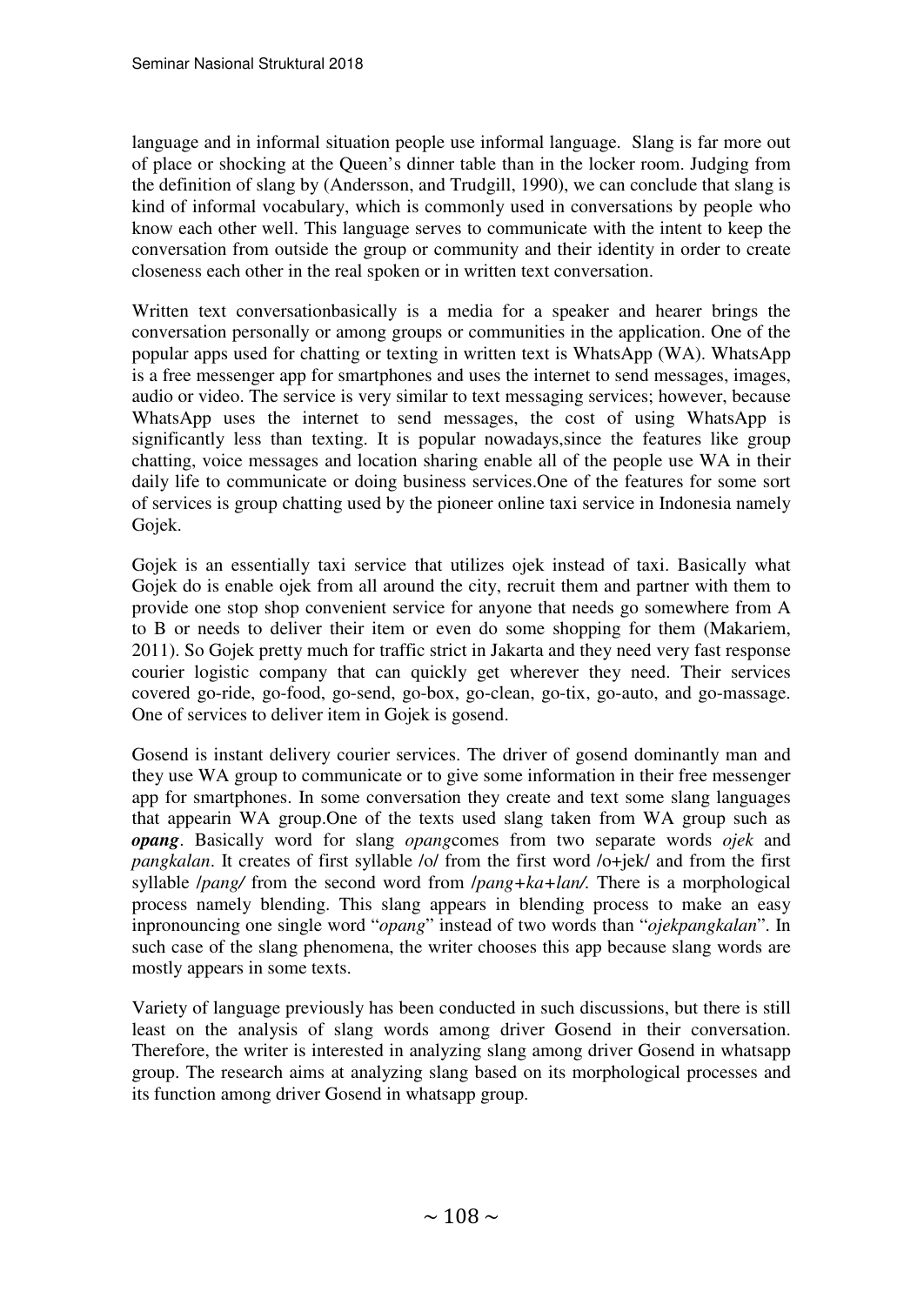language and in informal situation people use informal language. Slang is far more out of place or shocking at the Queen's dinner table than in the locker room. Judging from the definition of slang by (Andersson, and Trudgill, 1990), we can conclude that slang is kind of informal vocabulary, which is commonly used in conversations by people who know each other well. This language serves to communicate with the intent to keep the conversation from outside the group or community and their identity in order to create closeness each other in the real spoken or in written text conversation.

Written text conversationbasically is a media for a speaker and hearer brings the conversation personally or among groups or communities in the application. One of the popular apps used for chatting or texting in written text is WhatsApp (WA). WhatsApp is a free messenger app for smartphones and uses the internet to send messages, images, audio or video. The service is very similar to text messaging services; however, because WhatsApp uses the internet to send messages, the cost of using WhatsApp is significantly less than texting. It is popular nowadays,since the features like group chatting, voice messages and location sharing enable all of the people use WA in their daily life to communicate or doing business services.One of the features for some sort of services is group chatting used by the pioneer online taxi service in Indonesia namely Gojek.

Gojek is an essentially taxi service that utilizes ojek instead of taxi. Basically what Gojek do is enable ojek from all around the city, recruit them and partner with them to provide one stop shop convenient service for anyone that needs go somewhere from A to B or needs to deliver their item or even do some shopping for them (Makariem, 2011). So Gojek pretty much for traffic strict in Jakarta and they need very fast response courier logistic company that can quickly get wherever they need. Their services covered go-ride, go-food, go-send, go-box, go-clean, go-tix, go-auto, and go-massage. One of services to deliver item in Gojek is gosend.

Gosend is instant delivery courier services. The driver of gosend dominantly man and they use WA group to communicate or to give some information in their free messenger app for smartphones. In some conversation they create and text some slang languages that appearin WA group.One of the texts used slang taken from WA group such as ***opang***. Basically word for slang *opang*comes from two separate words *ojek* and *pangkalan*. It creates of first syllable /o/ from the first word /o+jek/ and from the first syllable /*pang/* from the second word from /*pang+ka+lan/.* There is a morphological process namely blending. This slang appears in blending process to make an easy inpronouncing one single word "*opang*" instead of two words than "*ojekpangkalan*". In such case of the slang phenomena, the writer chooses this app because slang words are mostly appears in some texts.

Variety of language previously has been conducted in such discussions, but there is still least on the analysis of slang words among driver Gosend in their conversation. Therefore, the writer is interested in analyzing slang among driver Gosend in whatsapp group. The research aims at analyzing slang based on its morphological processes and its function among driver Gosend in whatsapp group.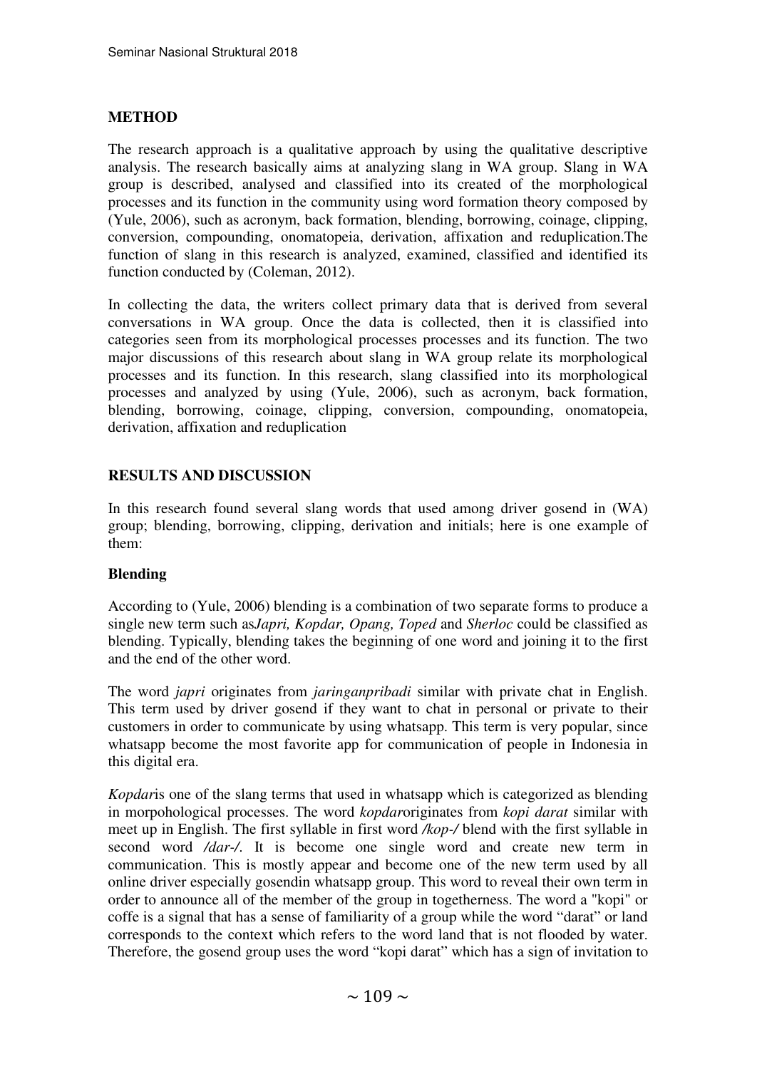## METHOD

The research approach is a qualitative approach by using the qualitative descriptive analysis. The research basically aims at analyzing slang in WA group. Slang in WA group is described, analysed and classified into its created of the morphological processes and its function in the community using word formation theory composed by (Yule, 2006), such as acronym, back formation, blending, borrowing, coinage, clipping, conversion, compounding, onomatopeia, derivation, affixation and reduplication.The function of slang in this research is analyzed, examined, classified and identified its function conducted by (Coleman, 2012).

In collecting the data, the writers collect primary data that is derived from several conversations in WA group. Once the data is collected, then it is classified into categories seen from its morphological processes processes and its function. The two major discussions of this research about slang in WA group relate its morphological processes and its function. In this research, slang classified into its morphological processes and analyzed by using (Yule, 2006), such as acronym, back formation, blending, borrowing, coinage, clipping, conversion, compounding, onomatopeia, derivation, affixation and reduplication

## RESULTS AND DISCUSSION

In this research found several slang words that used among driver gosend in (WA) group; blending, borrowing, clipping, derivation and initials; here is one example of them:

### Blending

According to (Yule, 2006) blending is a combination of two separate forms to produce a single new term such as*Japri, Kopdar, Opang, Toped* and *Sherloc* could be classified as blending. Typically, blending takes the beginning of one word and joining it to the first and the end of the other word.

The word *japri* originates from *jaringanpribadi* similar with private chat in English. This term used by driver gosend if they want to chat in personal or private to their customers in order to communicate by using whatsapp. This term is very popular, since whatsapp become the most favorite app for communication of people in Indonesia in this digital era.

*Kopdar*is one of the slang terms that used in whatsapp which is categorized as blending in morpohological processes. The word *kopdar*originates from *kopi darat* similar with meet up in English. The first syllable in first word */kop-/* blend with the first syllable in second word */dar-/*. It is become one single word and create new term in communication. This is mostly appear and become one of the new term used by all online driver especially gosendin whatsapp group. This word to reveal their own term in order to announce all of the member of the group in togetherness. The word a "kopi" or coffe is a signal that has a sense of familiarity of a group while the word "darat" or land corresponds to the context which refers to the word land that is not flooded by water. Therefore, the gosend group uses the word "kopi darat" which has a sign of invitation to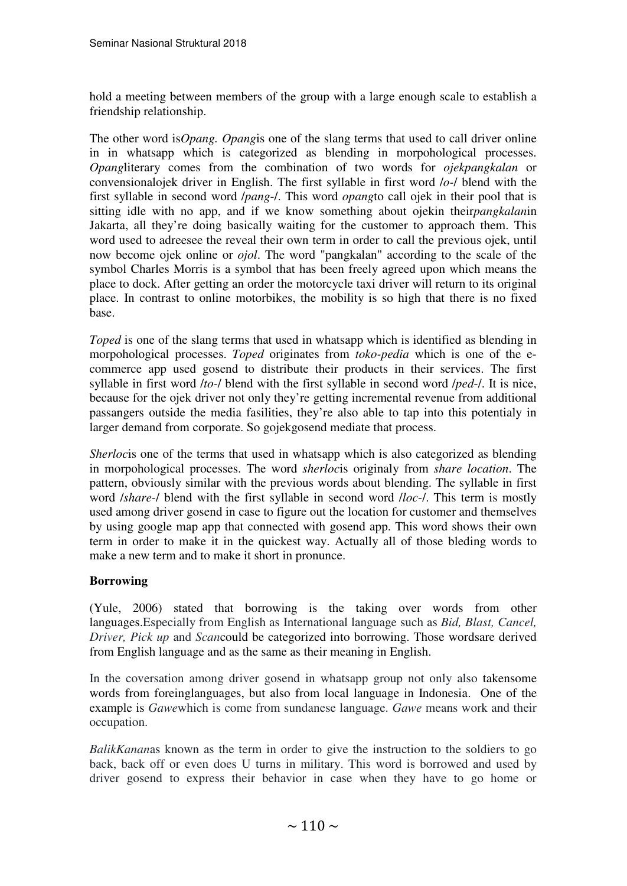hold a meeting between members of the group with a large enough scale to establish a friendship relationship.

The other word is*Opang*. *Opang*is one of the slang terms that used to call driver online in in whatsapp which is categorized as blending in morpohological processes. *Opang*literary comes from the combination of two words for *ojekpangkalan* or convensionalojek driver in English. The first syllable in first word /*o*-/ blend with the first syllable in second word /*pang*-/. This word *opang*to call ojek in their pool that is sitting idle with no app, and if we know something about ojekin their*pangkalan*in Jakarta, all they're doing basically waiting for the customer to approach them. This word used to adreesee the reveal their own term in order to call the previous ojek, until now become ojek online or *ojol*. The word "pangkalan" according to the scale of the symbol Charles Morris is a symbol that has been freely agreed upon which means the place to dock. After getting an order the motorcycle taxi driver will return to its original place. In contrast to online motorbikes, the mobility is so high that there is no fixed base.

*Toped* is one of the slang terms that used in whatsapp which is identified as blending in morpohological processes. *Toped* originates from *toko-pedia* which is one of the e-commerce app used gosend to distribute their products in their services. The first syllable in first word /*to*-/ blend with the first syllable in second word /*ped*-/. It is nice, because for the ojek driver not only they're getting incremental revenue from additional passangers outside the media fasilities, they're also able to tap into this potentialy in larger demand from corporate. So gojekgosend mediate that process.

*Sherloc*is one of the terms that used in whatsapp which is also categorized as blending in morpohological processes. The word *sherloc*is originaly from *share location*. The pattern, obviously similar with the previous words about blending. The syllable in first word /*share*-/ blend with the first syllable in second word /*loc*-/. This term is mostly used among driver gosend in case to figure out the location for customer and themselves by using google map app that connected with gosend app. This word shows their own term in order to make it in the quickest way. Actually all of those bleding words to make a new term and to make it short in pronunce.

**Borrowing**

(Yule, 2006) stated that borrowing is the taking over words from other languages.Especially from English as International language such as *Bid, Blast, Cancel, Driver, Pick up* and *Scan*could be categorized into borrowing. Those wordsare derived from English language and as the same as their meaning in English.

In the coversation among driver gosend in whatsapp group not only also takensome words from foreinglanguages, but also from local language in Indonesia. One of the example is *Gawe*which is come from sundanese language. *Gawe* means work and their occupation.

*BalikKanan*as known as the term in order to give the instruction to the soldiers to go back, back off or even does U turns in military. This word is borrowed and used by driver gosend to express their behavior in case when they have to go home or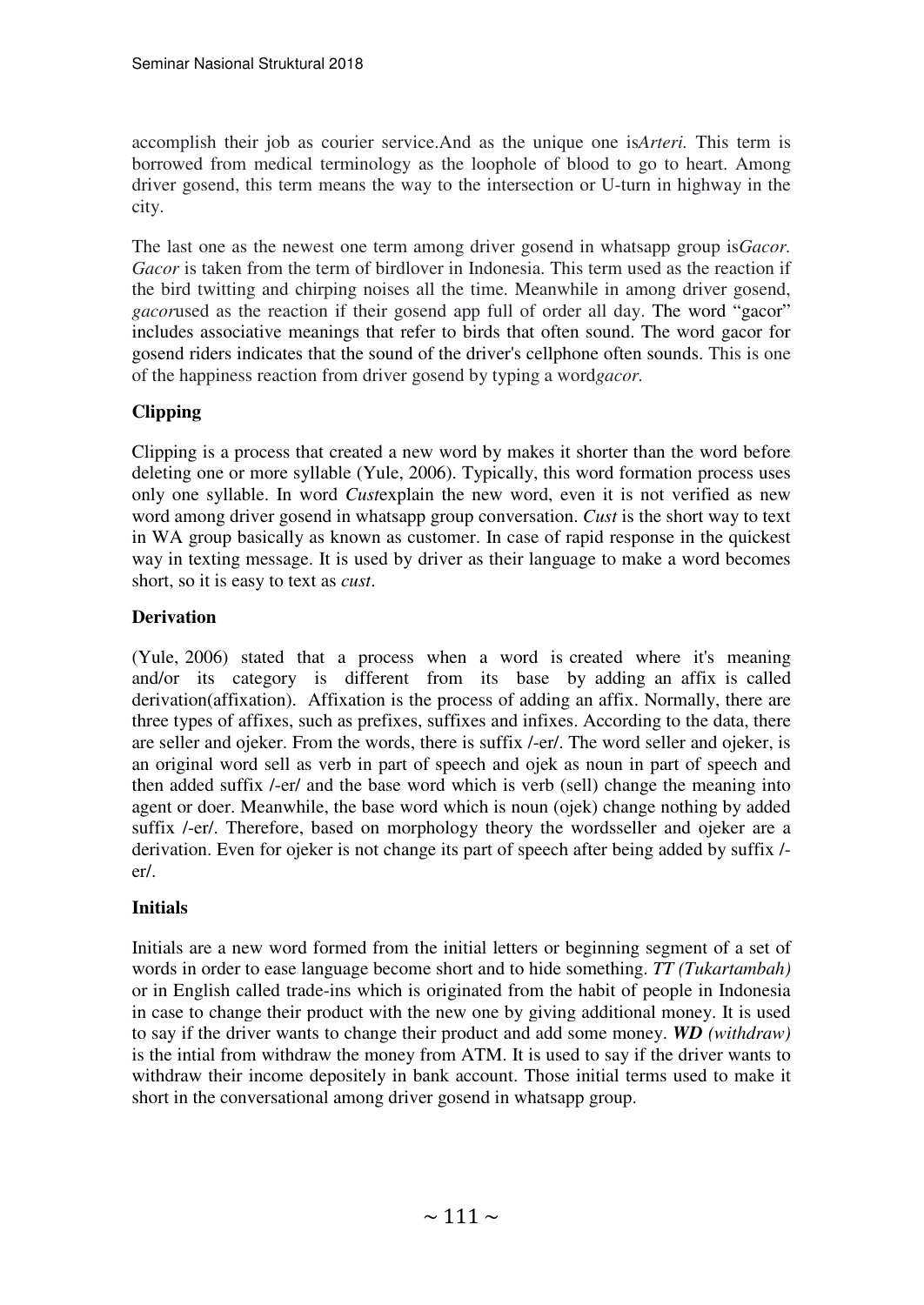accomplish their job as courier service.And as the unique one is*Arteri.* This term is borrowed from medical terminology as the loophole of blood to go to heart. Among driver gosend, this term means the way to the intersection or U-turn in highway in the city.

The last one as the newest one term among driver gosend in whatsapp group is*Gacor. Gacor* is taken from the term of birdlover in Indonesia. This term used as the reaction if the bird twitting and chirping noises all the time. Meanwhile in among driver gosend, *gacor*used as the reaction if their gosend app full of order all day. The word "gacor" includes associative meanings that refer to birds that often sound. The word gacor for gosend riders indicates that the sound of the driver's cellphone often sounds. This is one of the happiness reaction from driver gosend by typing a word*gacor.*

**Clipping**

Clipping is a process that created a new word by makes it shorter than the word before deleting one or more syllable (Yule, 2006). Typically, this word formation process uses only one syllable. In word *Cust*explain the new word, even it is not verified as new word among driver gosend in whatsapp group conversation. *Cust* is the short way to text in WA group basically as known as customer. In case of rapid response in the quickest way in texting message. It is used by driver as their language to make a word becomes short, so it is easy to text as *cust*.

**Derivation**

(Yule, 2006) stated that a process when a word is created where it's meaning and/or its category is different from its base by adding an affix is called derivation(affixation). Affixation is the process of adding an affix. Normally, there are three types of affixes, such as prefixes, suffixes and infixes. According to the data, there are seller and ojeker. From the words, there is suffix /-er/. The word seller and ojeker, is an original word sell as verb in part of speech and ojek as noun in part of speech and then added suffix /-er/ and the base word which is verb (sell) change the meaning into agent or doer. Meanwhile, the base word which is noun (ojek) change nothing by added suffix /-er/. Therefore, based on morphology theory the wordsseller and ojeker are a derivation. Even for ojeker is not change its part of speech after being added by suffix /-er/.

**Initials**

Initials are a new word formed from the initial letters or beginning segment of a set of words in order to ease language become short and to hide something. *TT (Tukartambah)* or in English called trade-ins which is originated from the habit of people in Indonesia in case to change their product with the new one by giving additional money. It is used to say if the driver wants to change their product and add some money. ***WD*** *(withdraw)* is the intial from withdraw the money from ATM. It is used to say if the driver wants to withdraw their income depositely in bank account. Those initial terms used to make it short in the conversational among driver gosend in whatsapp group.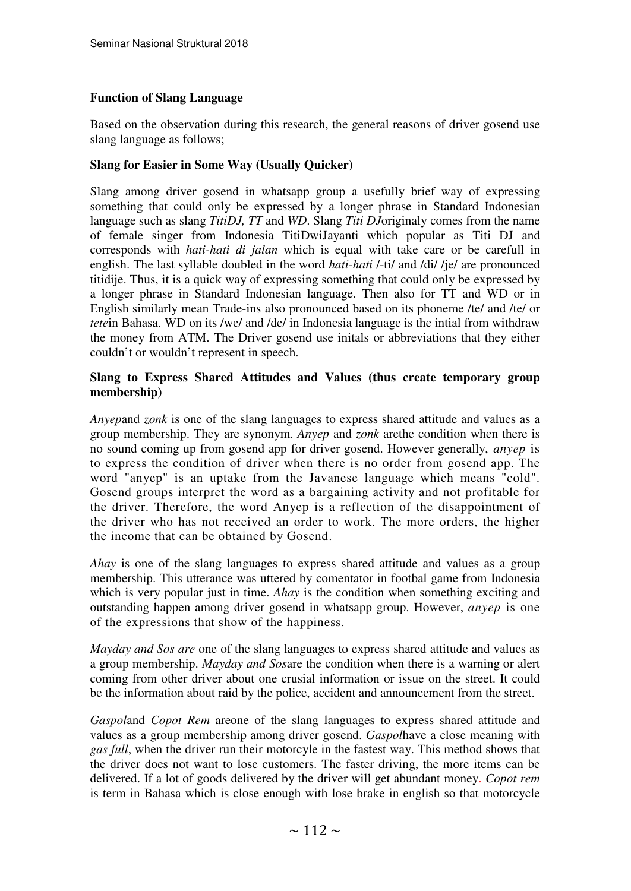**Function of Slang Language**

Based on the observation during this research, the general reasons of driver gosend use slang language as follows;

**Slang for Easier in Some Way (Usually Quicker)**

Slang among driver gosend in whatsapp group a usefully brief way of expressing something that could only be expressed by a longer phrase in Standard Indonesian language such as slang *TitiDJ, TT* and *WD*. Slang *Titi DJ*originaly comes from the name of female singer from Indonesia TitiDwiJayanti which popular as Titi DJ and corresponds with *hati-hati di jalan* which is equal with take care or be carefull in english. The last syllable doubled in the word *hati-hati* /-ti/ and /di/ /je/ are pronounced titidije. Thus, it is a quick way of expressing something that could only be expressed by a longer phrase in Standard Indonesian language. Then also for TT and WD or in English similarly mean Trade-ins also pronounced based on its phoneme /te/ and /te/ or *tete*in Bahasa. WD on its /we/ and /de/ in Indonesia language is the intial from withdraw the money from ATM. The Driver gosend use initals or abbreviations that they either couldn't or wouldn't represent in speech.

**Slang to Express Shared Attitudes and Values (thus create temporary group membership)**

*Anyep*and *zonk* is one of the slang languages to express shared attitude and values as a group membership. They are synonym. *Anyep* and *zonk* arethe condition when there is no sound coming up from gosend app for driver gosend. However generally, *anyep* is to express the condition of driver when there is no order from gosend app. The word "anyep" is an uptake from the Javanese language which means "cold". Gosend groups interpret the word as a bargaining activity and not profitable for the driver. Therefore, the word Anyep is a reflection of the disappointment of the driver who has not received an order to work. The more orders, the higher the income that can be obtained by Gosend.

*Ahay* is one of the slang languages to express shared attitude and values as a group membership. This utterance was uttered by comentator in footbal game from Indonesia which is very popular just in time. *Ahay* is the condition when something exciting and outstanding happen among driver gosend in whatsapp group. However, *anyep* is one of the expressions that show of the happiness.

*Mayday and Sos are* one of the slang languages to express shared attitude and values as a group membership. *Mayday and Sos*are the condition when there is a warning or alert coming from other driver about one crusial information or issue on the street. It could be the information about raid by the police, accident and announcement from the street.

*Gaspol*and *Copot Rem* areone of the slang languages to express shared attitude and values as a group membership among driver gosend. *Gaspol*have a close meaning with *gas full*, when the driver run their motorcyle in the fastest way. This method shows that the driver does not want to lose customers. The faster driving, the more items can be delivered. If a lot of goods delivered by the driver will get abundant money. *Copot rem* is term in Bahasa which is close enough with lose brake in english so that motorcycle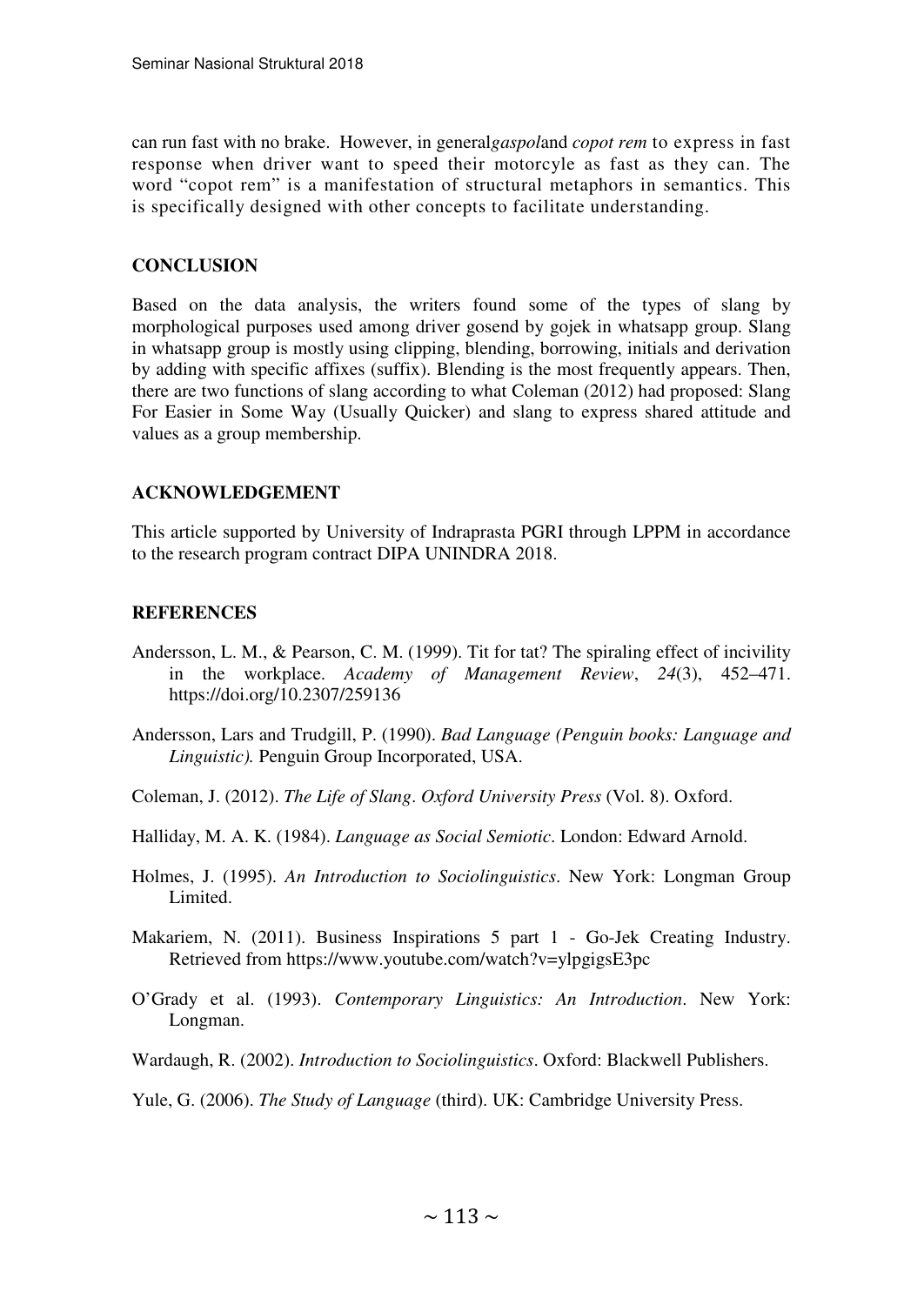can run fast with no brake. However, in general*gaspol*and *copot rem* to express in fast response when driver want to speed their motorcyle as fast as they can. The word "copot rem" is a manifestation of structural metaphors in semantics. This is specifically designed with other concepts to facilitate understanding.

## CONCLUSION

Based on the data analysis, the writers found some of the types of slang by morphological purposes used among driver gosend by gojek in whatsapp group. Slang in whatsapp group is mostly using clipping, blending, borrowing, initials and derivation by adding with specific affixes (suffix). Blending is the most frequently appears. Then, there are two functions of slang according to what Coleman (2012) had proposed: Slang For Easier in Some Way (Usually Quicker) and slang to express shared attitude and values as a group membership.

## ACKNOWLEDGEMENT

This article supported by University of Indraprasta PGRI through LPPM in accordance to the research program contract DIPA UNINDRA 2018.

## REFERENCES

Andersson, L. M., & Pearson, C. M. (1999). Tit for tat? The spiraling effect of incivility in the workplace. *Academy of Management Review*, *24*(3), 452–471. https://doi.org/10.2307/259136

Andersson, Lars and Trudgill, P. (1990). *Bad Language (Penguin books: Language and Linguistic).* Penguin Group Incorporated, USA.

Coleman, J. (2012). *The Life of Slang*. *Oxford University Press* (Vol. 8). Oxford.

Halliday, M. A. K. (1984). *Language as Social Semiotic*. London: Edward Arnold.

Holmes, J. (1995). *An Introduction to Sociolinguistics*. New York: Longman Group Limited.

Makariem, N. (2011). Business Inspirations 5 part 1 - Go-Jek Creating Industry. Retrieved from https://www.youtube.com/watch?v=ylpgigsE3pc

O'Grady et al. (1993). *Contemporary Linguistics: An Introduction*. New York: Longman.

Wardaugh, R. (2002). *Introduction to Sociolinguistics*. Oxford: Blackwell Publishers.

Yule, G. (2006). *The Study of Language* (third). UK: Cambridge University Press.